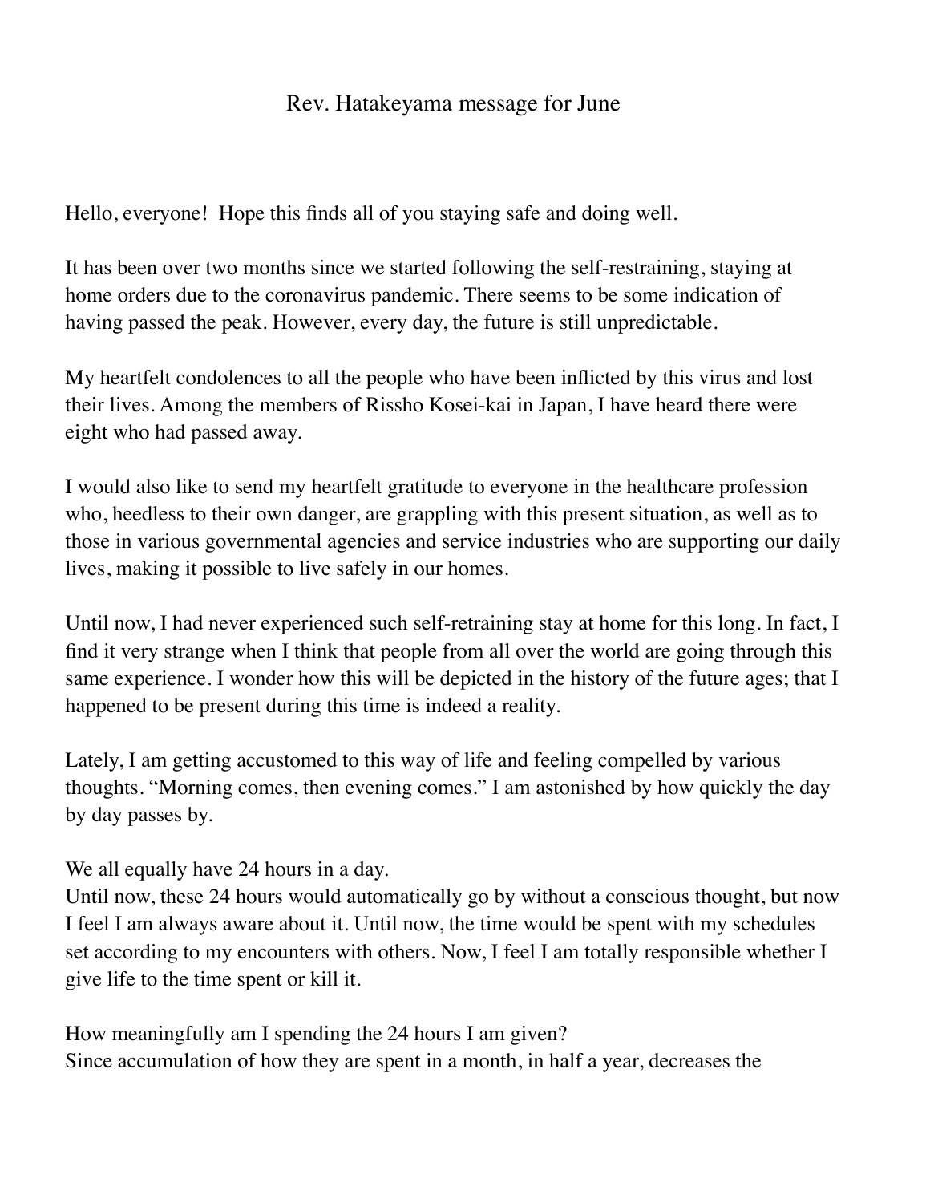# Rev. Hatakeyama message for June

Hello, everyone!  Hope this finds all of you staying safe and doing well.

It has been over two months since we started following the self-restraining, staying at home orders due to the coronavirus pandemic. There seems to be some indication of having passed the peak. However, every day, the future is still unpredictable.

My heartfelt condolences to all the people who have been inflicted by this virus and lost their lives. Among the members of Rissho Kosei-kai in Japan, I have heard there were eight who had passed away.

I would also like to send my heartfelt gratitude to everyone in the healthcare profession who, heedless to their own danger, are grappling with this present situation, as well as to those in various governmental agencies and service industries who are supporting our daily lives, making it possible to live safely in our homes.

Until now, I had never experienced such self-retraining stay at home for this long. In fact, I find it very strange when I think that people from all over the world are going through this same experience. I wonder how this will be depicted in the history of the future ages; that I happened to be present during this time is indeed a reality.

Lately, I am getting accustomed to this way of life and feeling compelled by various thoughts. "Morning comes, then evening comes." I am astonished by how quickly the day by day passes by.

We all equally have 24 hours in a day.
Until now, these 24 hours would automatically go by without a conscious thought, but now I feel I am always aware about it. Until now, the time would be spent with my schedules set according to my encounters with others. Now, I feel I am totally responsible whether I give life to the time spent or kill it.

How meaningfully am I spending the 24 hours I am given?
Since accumulation of how they are spent in a month, in half a year, decreases the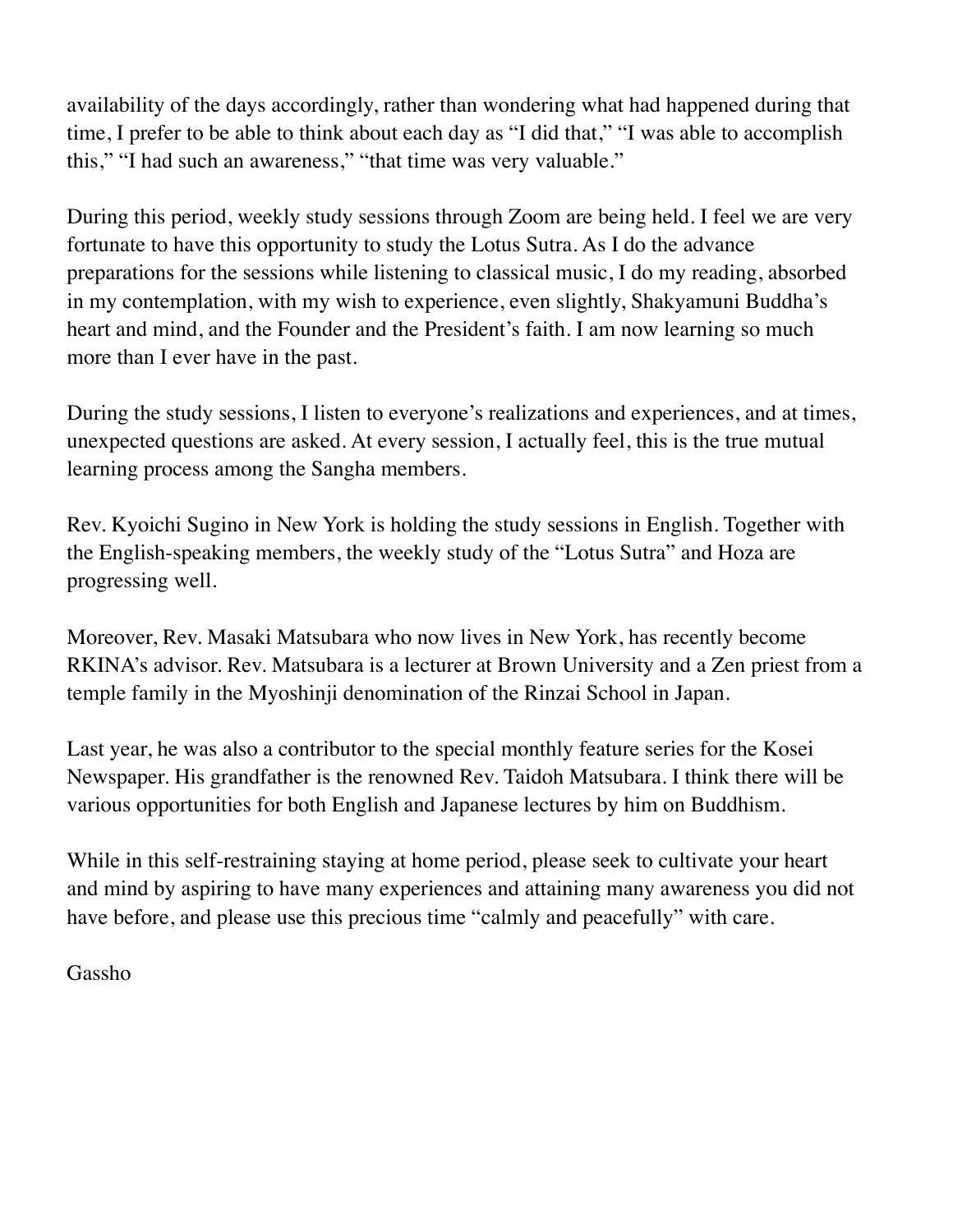availability of the days accordingly, rather than wondering what had happened during that time, I prefer to be able to think about each day as "I did that," "I was able to accomplish this," "I had such an awareness," "that time was very valuable."

During this period, weekly study sessions through Zoom are being held. I feel we are very fortunate to have this opportunity to study the Lotus Sutra. As I do the advance preparations for the sessions while listening to classical music, I do my reading, absorbed in my contemplation, with my wish to experience, even slightly, Shakyamuni Buddha's heart and mind, and the Founder and the President's faith. I am now learning so much more than I ever have in the past.

During the study sessions, I listen to everyone's realizations and experiences, and at times, unexpected questions are asked. At every session, I actually feel, this is the true mutual learning process among the Sangha members.

Rev. Kyoichi Sugino in New York is holding the study sessions in English. Together with the English-speaking members, the weekly study of the "Lotus Sutra" and Hoza are progressing well.

Moreover, Rev. Masaki Matsubara who now lives in New York, has recently become RKINA's advisor. Rev. Matsubara is a lecturer at Brown University and a Zen priest from a temple family in the Myoshinji denomination of the Rinzai School in Japan.

Last year, he was also a contributor to the special monthly feature series for the Kosei Newspaper. His grandfather is the renowned Rev. Taidoh Matsubara. I think there will be various opportunities for both English and Japanese lectures by him on Buddhism.

While in this self-restraining staying at home period, please seek to cultivate your heart and mind by aspiring to have many experiences and attaining many awareness you did not have before, and please use this precious time "calmly and peacefully" with care.

Gassho